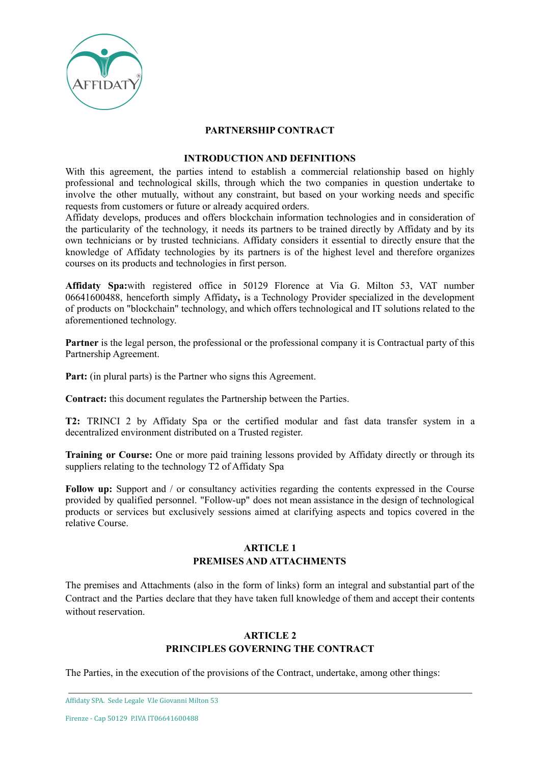# PARTNERSHIP CONTRACT

## INTRODUCTION AND DEFINITIONS

With this agreement, the parties intend to establish a commercial relationship based on highly professional and technological skills, through which the two companies in question undertake to involve the other mutually, without any constraint, but based on your working needs and specific requests from customers or future or already acquired orders.
Affidaty develops, produces and offers blockchain information technologies and in consideration of the particularity of the technology, it needs its partners to be trained directly by Affidaty and by its own technicians or by trusted technicians. Affidaty considers it essential to directly ensure that the knowledge of Affidaty technologies by its partners is of the highest level and therefore organizes courses on its products and technologies in first person.

**Affidaty Spa:**with registered office in 50129 Florence at Via G. Milton 53, VAT number 06641600488, henceforth simply Affidaty**,** is a Technology Provider specialized in the development of products on "blockchain" technology, and which offers technological and IT solutions related to the aforementioned technology.

**Partner** is the legal person, the professional or the professional company it is Contractual party of this Partnership Agreement.

**Part:** (in plural parts) is the Partner who signs this Agreement.

**Contract:** this document regulates the Partnership between the Parties.

**T2:** TRINCI 2 by Affidaty Spa or the certified modular and fast data transfer system in a decentralized environment distributed on a Trusted register.

**Training or Course:** One or more paid training lessons provided by Affidaty directly or through its suppliers relating to the technology T2 of Affidaty Spa

**Follow up:** Support and / or consultancy activities regarding the contents expressed in the Course provided by qualified personnel. "Follow-up" does not mean assistance in the design of technological products or services but exclusively sessions aimed at clarifying aspects and topics covered in the relative Course.

## ARTICLE 1
## PREMISES AND ATTACHMENTS

The premises and Attachments (also in the form of links) form an integral and substantial part of the Contract and the Parties declare that they have taken full knowledge of them and accept their contents without reservation.

## ARTICLE 2
## PRINCIPLES GOVERNING THE CONTRACT

The Parties, in the execution of the provisions of the Contract, undertake, among other things: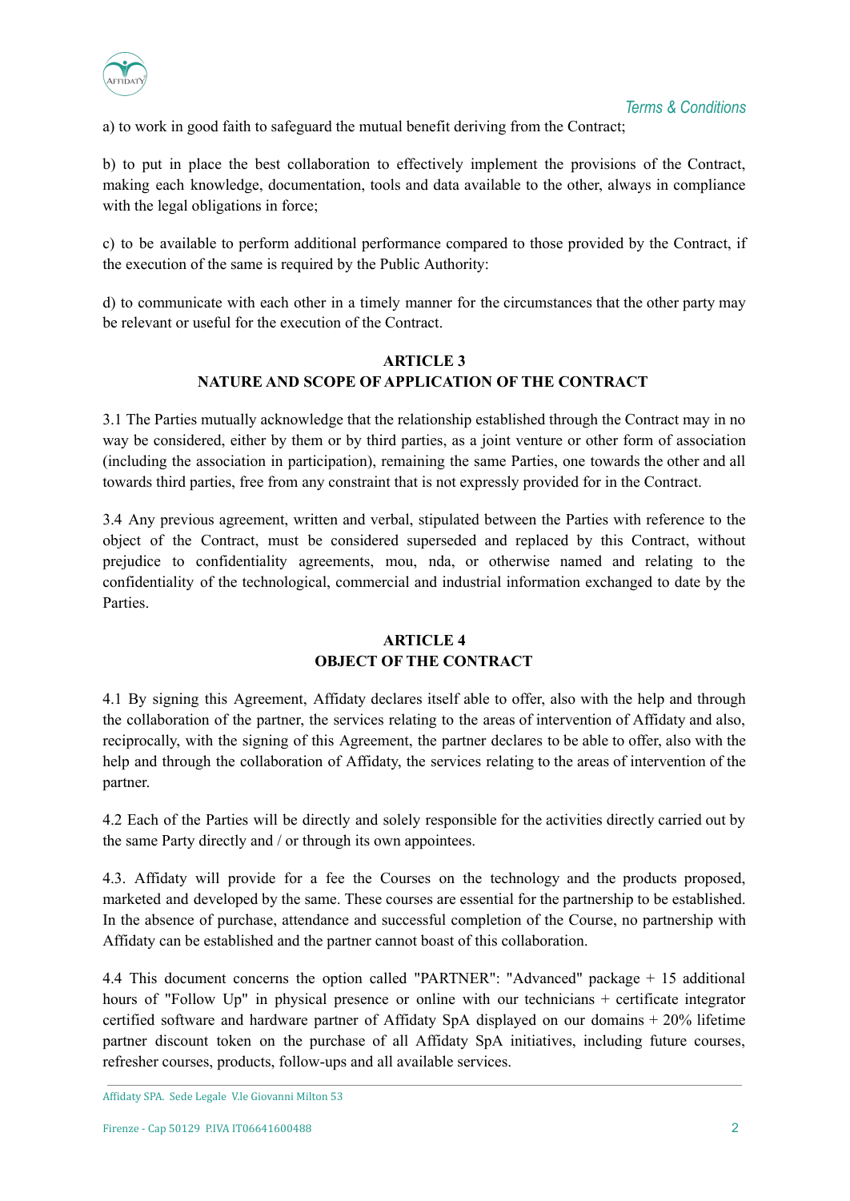a) to work in good faith to safeguard the mutual benefit deriving from the Contract;

b) to put in place the best collaboration to effectively implement the provisions of the Contract, making each knowledge, documentation, tools and data available to the other, always in compliance with the legal obligations in force;

c) to be available to perform additional performance compared to those provided by the Contract, if the execution of the same is required by the Public Authority:

d) to communicate with each other in a timely manner for the circumstances that the other party may be relevant or useful for the execution of the Contract.

## ARTICLE 3
## NATURE AND SCOPE OF APPLICATION OF THE CONTRACT

3.1 The Parties mutually acknowledge that the relationship established through the Contract may in no way be considered, either by them or by third parties, as a joint venture or other form of association (including the association in participation), remaining the same Parties, one towards the other and all towards third parties, free from any constraint that is not expressly provided for in the Contract.

3.4 Any previous agreement, written and verbal, stipulated between the Parties with reference to the object of the Contract, must be considered superseded and replaced by this Contract, without prejudice to confidentiality agreements, mou, nda, or otherwise named and relating to the confidentiality of the technological, commercial and industrial information exchanged to date by the Parties.

## ARTICLE 4
## OBJECT OF THE CONTRACT

4.1 By signing this Agreement, Affidaty declares itself able to offer, also with the help and through the collaboration of the partner, the services relating to the areas of intervention of Affidaty and also, reciprocally, with the signing of this Agreement, the partner declares to be able to offer, also with the help and through the collaboration of Affidaty, the services relating to the areas of intervention of the partner.

4.2 Each of the Parties will be directly and solely responsible for the activities directly carried out by the same Party directly and / or through its own appointees.

4.3. Affidaty will provide for a fee the Courses on the technology and the products proposed, marketed and developed by the same. These courses are essential for the partnership to be established. In the absence of purchase, attendance and successful completion of the Course, no partnership with Affidaty can be established and the partner cannot boast of this collaboration.

4.4 This document concerns the option called "PARTNER": "Advanced" package + 15 additional hours of "Follow Up" in physical presence or online with our technicians + certificate integrator certified software and hardware partner of Affidaty SpA displayed on our domains + 20% lifetime partner discount token on the purchase of all Affidaty SpA initiatives, including future courses, refresher courses, products, follow-ups and all available services.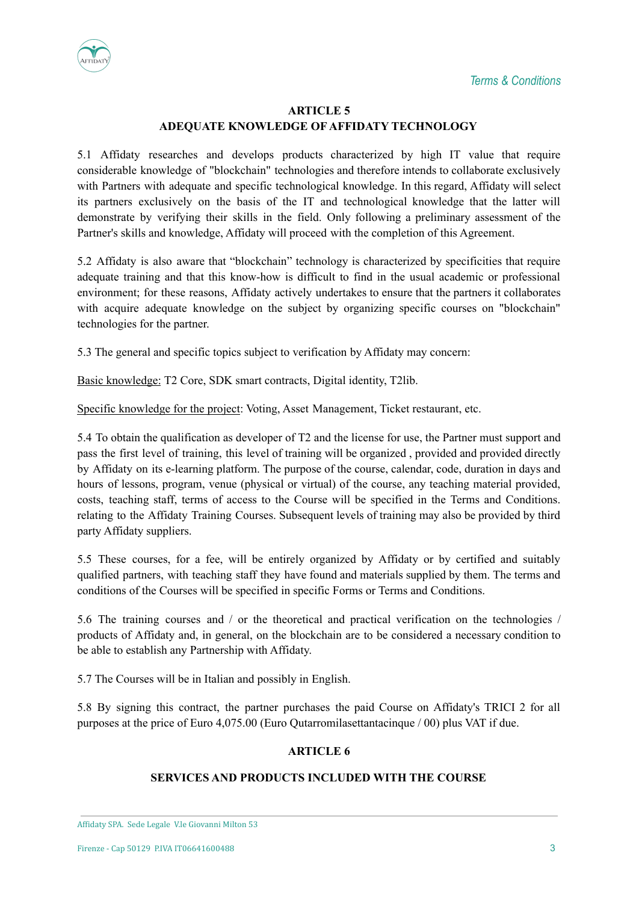## ARTICLE 5
## ADEQUATE KNOWLEDGE OF AFFIDATY TECHNOLOGY

5.1 Affidaty researches and develops products characterized by high IT value that require considerable knowledge of "blockchain" technologies and therefore intends to collaborate exclusively with Partners with adequate and specific technological knowledge. In this regard, Affidaty will select its partners exclusively on the basis of the IT and technological knowledge that the latter will demonstrate by verifying their skills in the field. Only following a preliminary assessment of the Partner's skills and knowledge, Affidaty will proceed with the completion of this Agreement.

5.2 Affidaty is also aware that "blockchain" technology is characterized by specificities that require adequate training and that this know-how is difficult to find in the usual academic or professional environment; for these reasons, Affidaty actively undertakes to ensure that the partners it collaborates with acquire adequate knowledge on the subject by organizing specific courses on "blockchain" technologies for the partner.

5.3 The general and specific topics subject to verification by Affidaty may concern:

<u>Basic knowledge:</u> T2 Core, SDK smart contracts, Digital identity, T2lib.

<u>Specific knowledge for the project</u>: Voting, Asset Management, Ticket restaurant, etc.

5.4 To obtain the qualification as developer of T2 and the license for use, the Partner must support and pass the first level of training, this level of training will be organized , provided and provided directly by Affidaty on its e-learning platform. The purpose of the course, calendar, code, duration in days and hours of lessons, program, venue (physical or virtual) of the course, any teaching material provided, costs, teaching staff, terms of access to the Course will be specified in the Terms and Conditions. relating to the Affidaty Training Courses. Subsequent levels of training may also be provided by third party Affidaty suppliers.

5.5 These courses, for a fee, will be entirely organized by Affidaty or by certified and suitably qualified partners, with teaching staff they have found and materials supplied by them. The terms and conditions of the Courses will be specified in specific Forms or Terms and Conditions.

5.6 The training courses and / or the theoretical and practical verification on the technologies / products of Affidaty and, in general, on the blockchain are to be considered a necessary condition to be able to establish any Partnership with Affidaty.

5.7 The Courses will be in Italian and possibly in English.

5.8 By signing this contract, the partner purchases the paid Course on Affidaty's TRICI 2 for all purposes at the price of Euro 4,075.00 (Euro Qutarromilasettantacinque / 00) plus VAT if due.

## ARTICLE 6

## SERVICES AND PRODUCTS INCLUDED WITH THE COURSE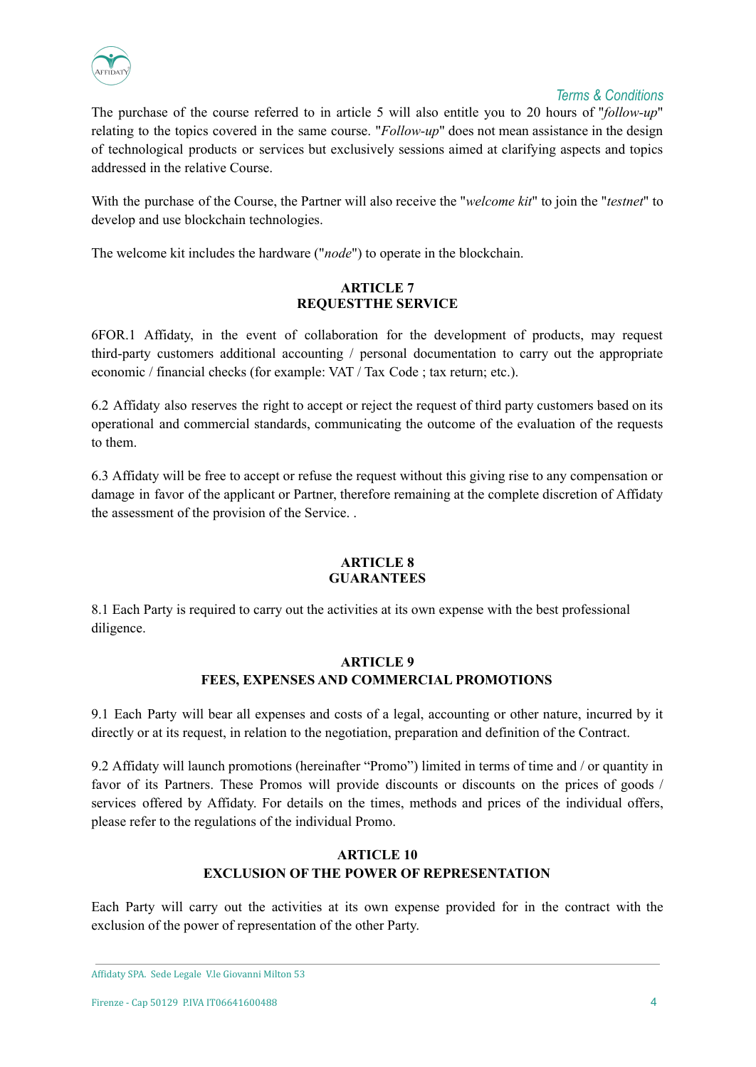The purchase of the course referred to in article 5 will also entitle you to 20 hours of "*follow-up*" relating to the topics covered in the same course. "*Follow-up*" does not mean assistance in the design of technological products or services but exclusively sessions aimed at clarifying aspects and topics addressed in the relative Course.

With the purchase of the Course, the Partner will also receive the "*welcome kit*" to join the "*testnet*" to develop and use blockchain technologies.

The welcome kit includes the hardware ("*node*") to operate in the blockchain.

## ARTICLE 7
## REQUESTTHE SERVICE

6FOR.1 Affidaty, in the event of collaboration for the development of products, may request third-party customers additional accounting / personal documentation to carry out the appropriate economic / financial checks (for example: VAT / Tax Code ; tax return; etc.).

6.2 Affidaty also reserves the right to accept or reject the request of third party customers based on its operational and commercial standards, communicating the outcome of the evaluation of the requests to them.

6.3 Affidaty will be free to accept or refuse the request without this giving rise to any compensation or damage in favor of the applicant or Partner, therefore remaining at the complete discretion of Affidaty the assessment of the provision of the Service. .

## ARTICLE 8
## GUARANTEES

8.1 Each Party is required to carry out the activities at its own expense with the best professional diligence.

## ARTICLE 9
## FEES, EXPENSES AND COMMERCIAL PROMOTIONS

9.1 Each Party will bear all expenses and costs of a legal, accounting or other nature, incurred by it directly or at its request, in relation to the negotiation, preparation and definition of the Contract.

9.2 Affidaty will launch promotions (hereinafter "Promo") limited in terms of time and / or quantity in favor of its Partners. These Promos will provide discounts or discounts on the prices of goods / services offered by Affidaty. For details on the times, methods and prices of the individual offers, please refer to the regulations of the individual Promo.

## ARTICLE 10
## EXCLUSION OF THE POWER OF REPRESENTATION

Each Party will carry out the activities at its own expense provided for in the contract with the exclusion of the power of representation of the other Party.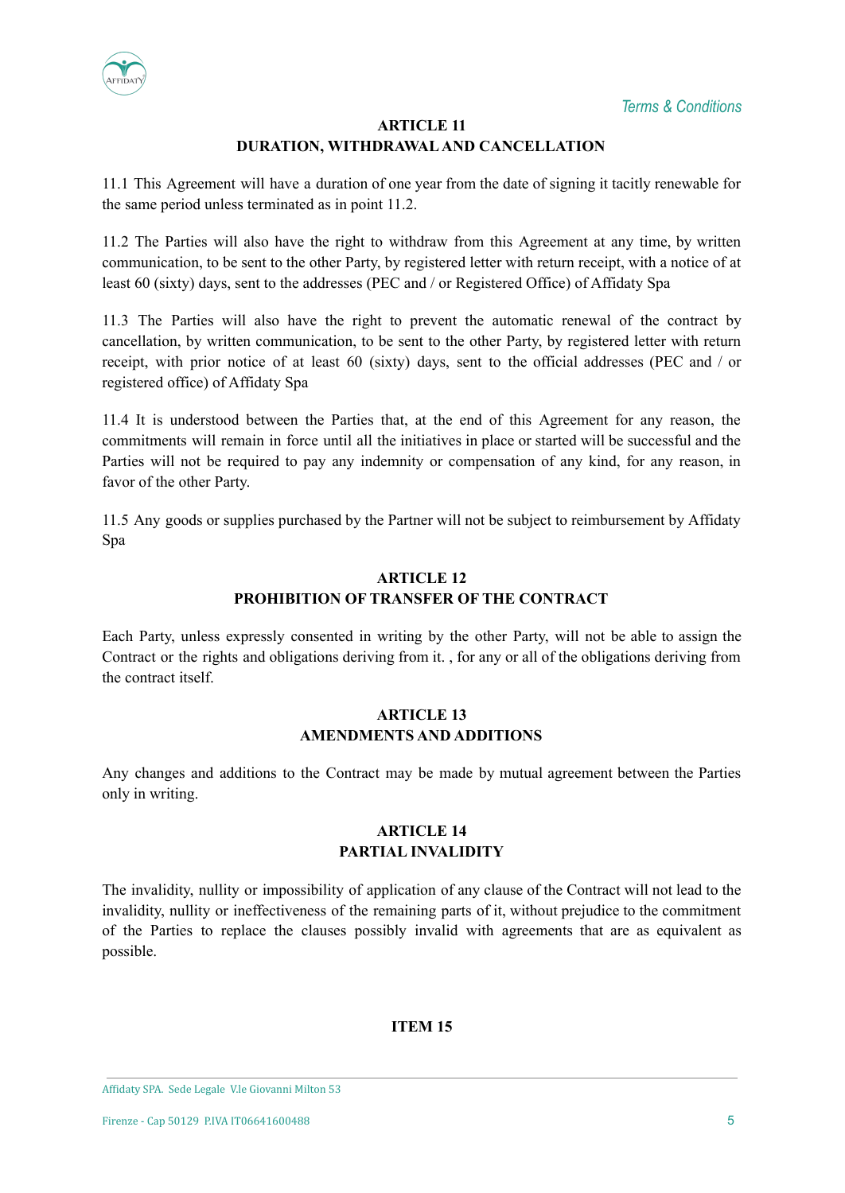## ARTICLE 11
## DURATION, WITHDRAWAL AND CANCELLATION

11.1 This Agreement will have a duration of one year from the date of signing it tacitly renewable for the same period unless terminated as in point 11.2.

11.2 The Parties will also have the right to withdraw from this Agreement at any time, by written communication, to be sent to the other Party, by registered letter with return receipt, with a notice of at least 60 (sixty) days, sent to the addresses (PEC and / or Registered Office) of Affidaty Spa

11.3 The Parties will also have the right to prevent the automatic renewal of the contract by cancellation, by written communication, to be sent to the other Party, by registered letter with return receipt, with prior notice of at least 60 (sixty) days, sent to the official addresses (PEC and / or registered office) of Affidaty Spa

11.4 It is understood between the Parties that, at the end of this Agreement for any reason, the commitments will remain in force until all the initiatives in place or started will be successful and the Parties will not be required to pay any indemnity or compensation of any kind, for any reason, in favor of the other Party.

11.5 Any goods or supplies purchased by the Partner will not be subject to reimbursement by Affidaty Spa

## ARTICLE 12
## PROHIBITION OF TRANSFER OF THE CONTRACT

Each Party, unless expressly consented in writing by the other Party, will not be able to assign the Contract or the rights and obligations deriving from it. , for any or all of the obligations deriving from the contract itself.

## ARTICLE 13
## AMENDMENTS AND ADDITIONS

Any changes and additions to the Contract may be made by mutual agreement between the Parties only in writing.

## ARTICLE 14
## PARTIAL INVALIDITY

The invalidity, nullity or impossibility of application of any clause of the Contract will not lead to the invalidity, nullity or ineffectiveness of the remaining parts of it, without prejudice to the commitment of the Parties to replace the clauses possibly invalid with agreements that are as equivalent as possible.

## ITEM 15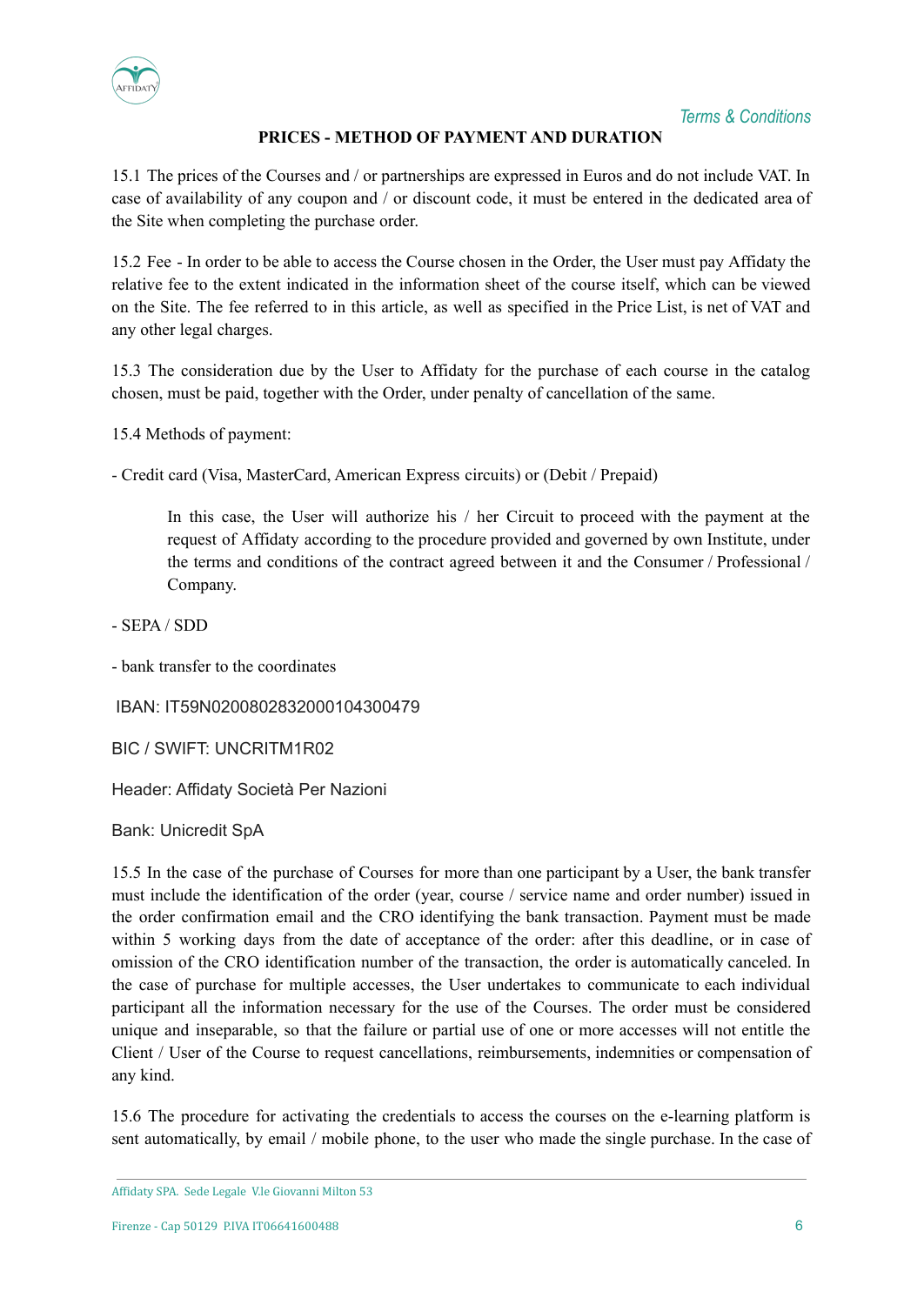## PRICES - METHOD OF PAYMENT AND DURATION

15.1 The prices of the Courses and / or partnerships are expressed in Euros and do not include VAT. In case of availability of any coupon and / or discount code, it must be entered in the dedicated area of the Site when completing the purchase order.

15.2 Fee - In order to be able to access the Course chosen in the Order, the User must pay Affidaty the relative fee to the extent indicated in the information sheet of the course itself, which can be viewed on the Site. The fee referred to in this article, as well as specified in the Price List, is net of VAT and any other legal charges.

15.3 The consideration due by the User to Affidaty for the purchase of each course in the catalog chosen, must be paid, together with the Order, under penalty of cancellation of the same.

15.4 Methods of payment:

- Credit card (Visa, MasterCard, American Express circuits) or (Debit / Prepaid)

  In this case, the User will authorize his / her Circuit to proceed with the payment at the request of Affidaty according to the procedure provided and governed by own Institute, under the terms and conditions of the contract agreed between it and the Consumer / Professional / Company.

- SEPA / SDD

- bank transfer to the coordinates

IBAN: IT59N0200802832000104300479

BIC / SWIFT: UNCRITM1R02

Header: Affidaty Società Per Nazioni

Bank: Unicredit SpA

15.5 In the case of the purchase of Courses for more than one participant by a User, the bank transfer must include the identification of the order (year, course / service name and order number) issued in the order confirmation email and the CRO identifying the bank transaction. Payment must be made within 5 working days from the date of acceptance of the order: after this deadline, or in case of omission of the CRO identification number of the transaction, the order is automatically canceled. In the case of purchase for multiple accesses, the User undertakes to communicate to each individual participant all the information necessary for the use of the Courses. The order must be considered unique and inseparable, so that the failure or partial use of one or more accesses will not entitle the Client / User of the Course to request cancellations, reimbursements, indemnities or compensation of any kind.

15.6 The procedure for activating the credentials to access the courses on the e-learning platform is sent automatically, by email / mobile phone, to the user who made the single purchase. In the case of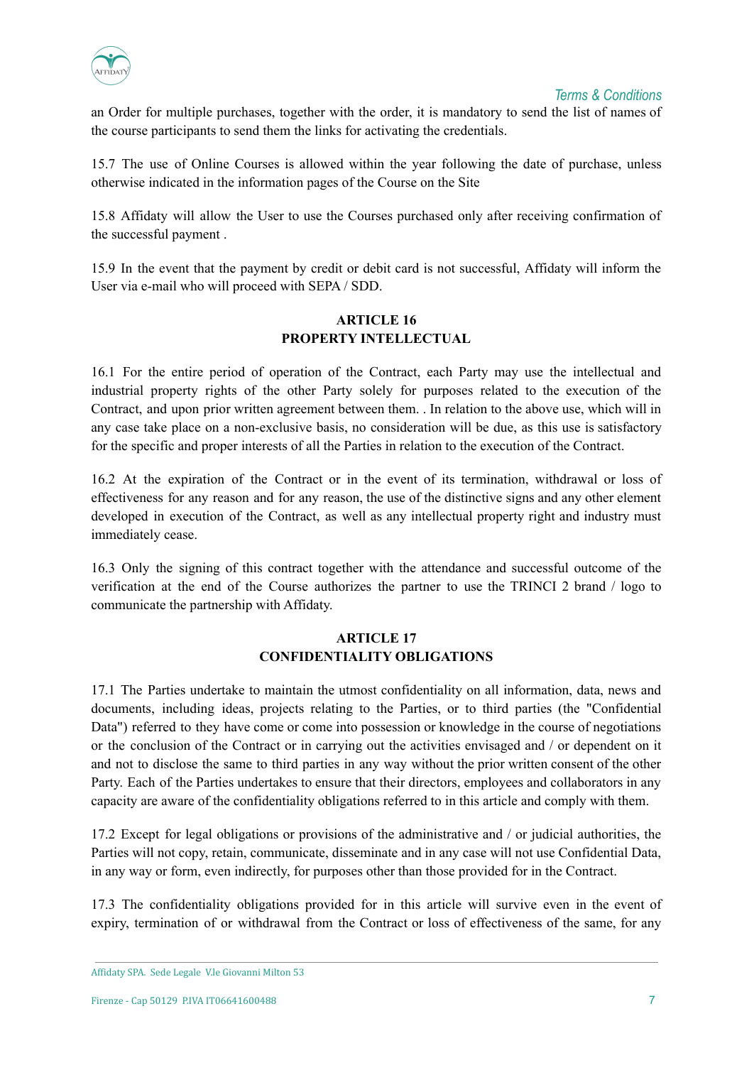an Order for multiple purchases, together with the order, it is mandatory to send the list of names of the course participants to send them the links for activating the credentials.

15.7 The use of Online Courses is allowed within the year following the date of purchase, unless otherwise indicated in the information pages of the Course on the Site

15.8 Affidaty will allow the User to use the Courses purchased only after receiving confirmation of the successful payment .

15.9 In the event that the payment by credit or debit card is not successful, Affidaty will inform the User via e-mail who will proceed with SEPA / SDD.

## ARTICLE 16
## PROPERTY INTELLECTUAL

16.1 For the entire period of operation of the Contract, each Party may use the intellectual and industrial property rights of the other Party solely for purposes related to the execution of the Contract, and upon prior written agreement between them. . In relation to the above use, which will in any case take place on a non-exclusive basis, no consideration will be due, as this use is satisfactory for the specific and proper interests of all the Parties in relation to the execution of the Contract.

16.2 At the expiration of the Contract or in the event of its termination, withdrawal or loss of effectiveness for any reason and for any reason, the use of the distinctive signs and any other element developed in execution of the Contract, as well as any intellectual property right and industry must immediately cease.

16.3 Only the signing of this contract together with the attendance and successful outcome of the verification at the end of the Course authorizes the partner to use the TRINCI 2 brand / logo to communicate the partnership with Affidaty.

## ARTICLE 17
## CONFIDENTIALITY OBLIGATIONS

17.1 The Parties undertake to maintain the utmost confidentiality on all information, data, news and documents, including ideas, projects relating to the Parties, or to third parties (the "Confidential Data") referred to they have come or come into possession or knowledge in the course of negotiations or the conclusion of the Contract or in carrying out the activities envisaged and / or dependent on it and not to disclose the same to third parties in any way without the prior written consent of the other Party. Each of the Parties undertakes to ensure that their directors, employees and collaborators in any capacity are aware of the confidentiality obligations referred to in this article and comply with them.

17.2 Except for legal obligations or provisions of the administrative and / or judicial authorities, the Parties will not copy, retain, communicate, disseminate and in any case will not use Confidential Data, in any way or form, even indirectly, for purposes other than those provided for in the Contract.

17.3 The confidentiality obligations provided for in this article will survive even in the event of expiry, termination of or withdrawal from the Contract or loss of effectiveness of the same, for any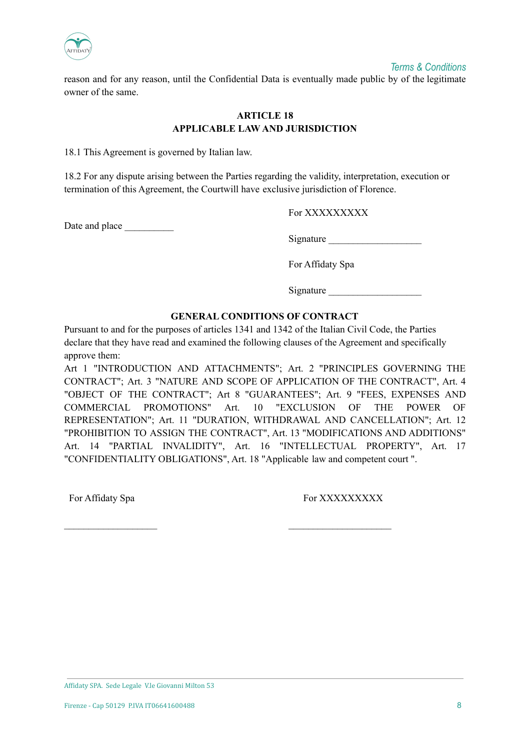reason and for any reason, until the Confidential Data is eventually made public by of the legitimate owner of the same.

## ARTICLE 18
## APPLICABLE LAW AND JURISDICTION

18.1 This Agreement is governed by Italian law.

18.2 For any dispute arising between the Parties regarding the validity, interpretation, execution or termination of this Agreement, the Courtwill have exclusive jurisdiction of Florence.

For XXXXXXXXX

Date and place __________

Signature ___________________

For Affidaty Spa

Signature ___________________

## GENERAL CONDITIONS OF CONTRACT

Pursuant to and for the purposes of articles 1341 and 1342 of the Italian Civil Code, the Parties declare that they have read and examined the following clauses of the Agreement and specifically approve them:

Art 1 "INTRODUCTION AND ATTACHMENTS"; Art. 2 "PRINCIPLES GOVERNING THE CONTRACT"; Art. 3 "NATURE AND SCOPE OF APPLICATION OF THE CONTRACT", Art. 4 "OBJECT OF THE CONTRACT"; Art 8 "GUARANTEES"; Art. 9 "FEES, EXPENSES AND COMMERCIAL PROMOTIONS" Art. 10 "EXCLUSION OF THE POWER OF REPRESENTATION"; Art. 11 "DURATION, WITHDRAWAL AND CANCELLATION"; Art. 12 "PROHIBITION TO ASSIGN THE CONTRACT", Art. 13 "MODIFICATIONS AND ADDITIONS" Art. 14 "PARTIAL INVALIDITY", Art. 16 "INTELLECTUAL PROPERTY", Art. 17 "CONFIDENTIALITY OBLIGATIONS", Art. 18 "Applicable law and competent court ".

For Affidaty Spa

___________________

For XXXXXXXXX

_____________________